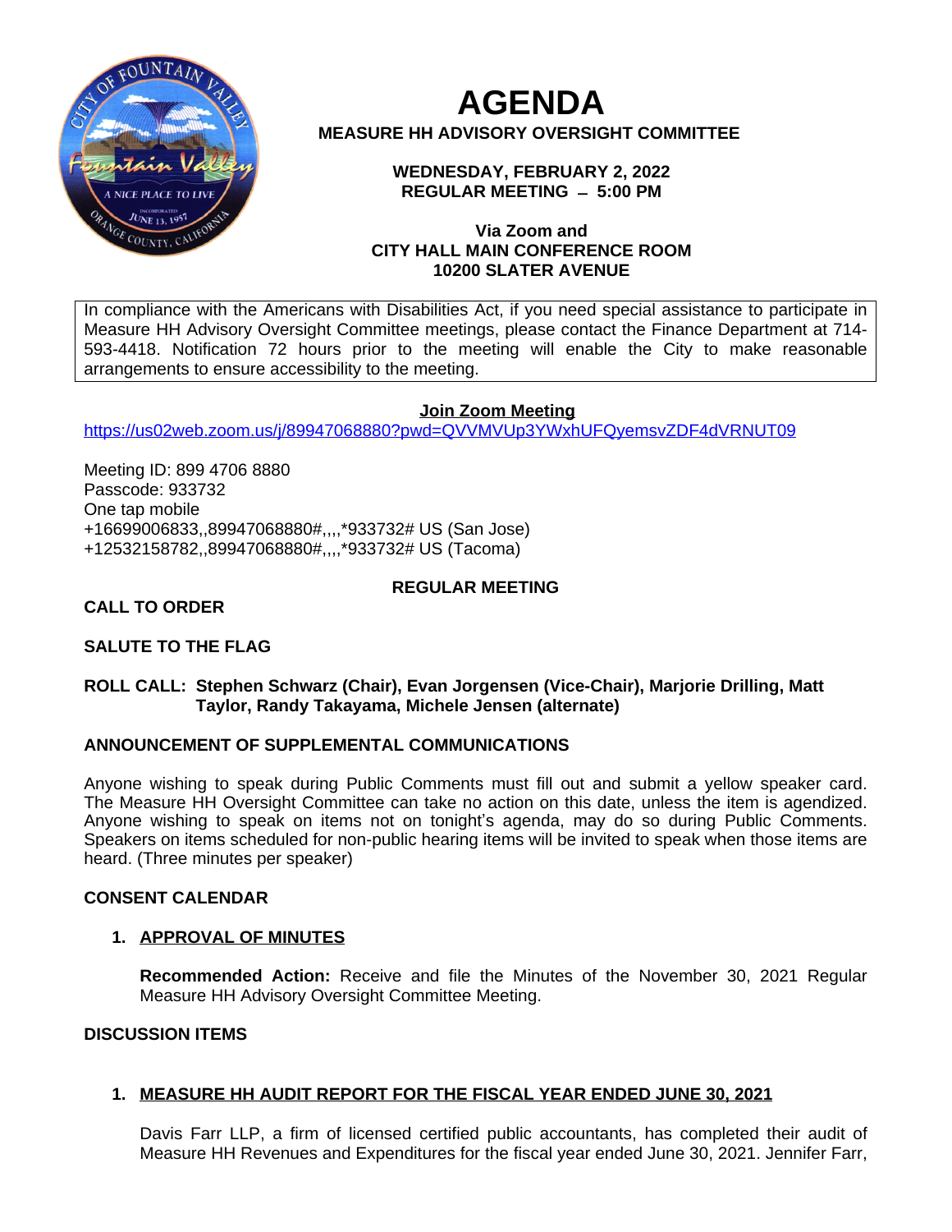# AGENDA

**MEASURE HH ADVISORY OVERSIGHT COMMITTEE**

**WEDNESDAY, FEBRUARY 2, 2022**
**REGULAR MEETING – 5:00 PM**

**Via Zoom and**
**CITY HALL MAIN CONFERENCE ROOM**
**10200 SLATER AVENUE**

In compliance with the Americans with Disabilities Act, if you need special assistance to participate in Measure HH Advisory Oversight Committee meetings, please contact the Finance Department at 714-593-4418. Notification 72 hours prior to the meeting will enable the City to make reasonable arrangements to ensure accessibility to the meeting.

**Join Zoom Meeting**

https://us02web.zoom.us/j/89947068880?pwd=QVVMVUp3YWxhUFQyemsvZDF4dVRNUT09

Meeting ID: 899 4706 8880
Passcode: 933732
One tap mobile
+16699006833,,89947068880#,,,,*933732# US (San Jose)
+12532158782,,89947068880#,,,,*933732# US (Tacoma)

## REGULAR MEETING

**CALL TO ORDER**

**SALUTE TO THE FLAG**

**ROLL CALL: Stephen Schwarz (Chair), Evan Jorgensen (Vice-Chair), Marjorie Drilling, Matt Taylor, Randy Takayama, Michele Jensen (alternate)**

**ANNOUNCEMENT OF SUPPLEMENTAL COMMUNICATIONS**

Anyone wishing to speak during Public Comments must fill out and submit a yellow speaker card. The Measure HH Oversight Committee can take no action on this date, unless the item is agendized. Anyone wishing to speak on items not on tonight's agenda, may do so during Public Comments. Speakers on items scheduled for non-public hearing items will be invited to speak when those items are heard. (Three minutes per speaker)

**CONSENT CALENDAR**

1. **APPROVAL OF MINUTES**

   **Recommended Action:** Receive and file the Minutes of the November 30, 2021 Regular Measure HH Advisory Oversight Committee Meeting.

**DISCUSSION ITEMS**

1. **MEASURE HH AUDIT REPORT FOR THE FISCAL YEAR ENDED JUNE 30, 2021**

   Davis Farr LLP, a firm of licensed certified public accountants, has completed their audit of Measure HH Revenues and Expenditures for the fiscal year ended June 30, 2021. Jennifer Farr,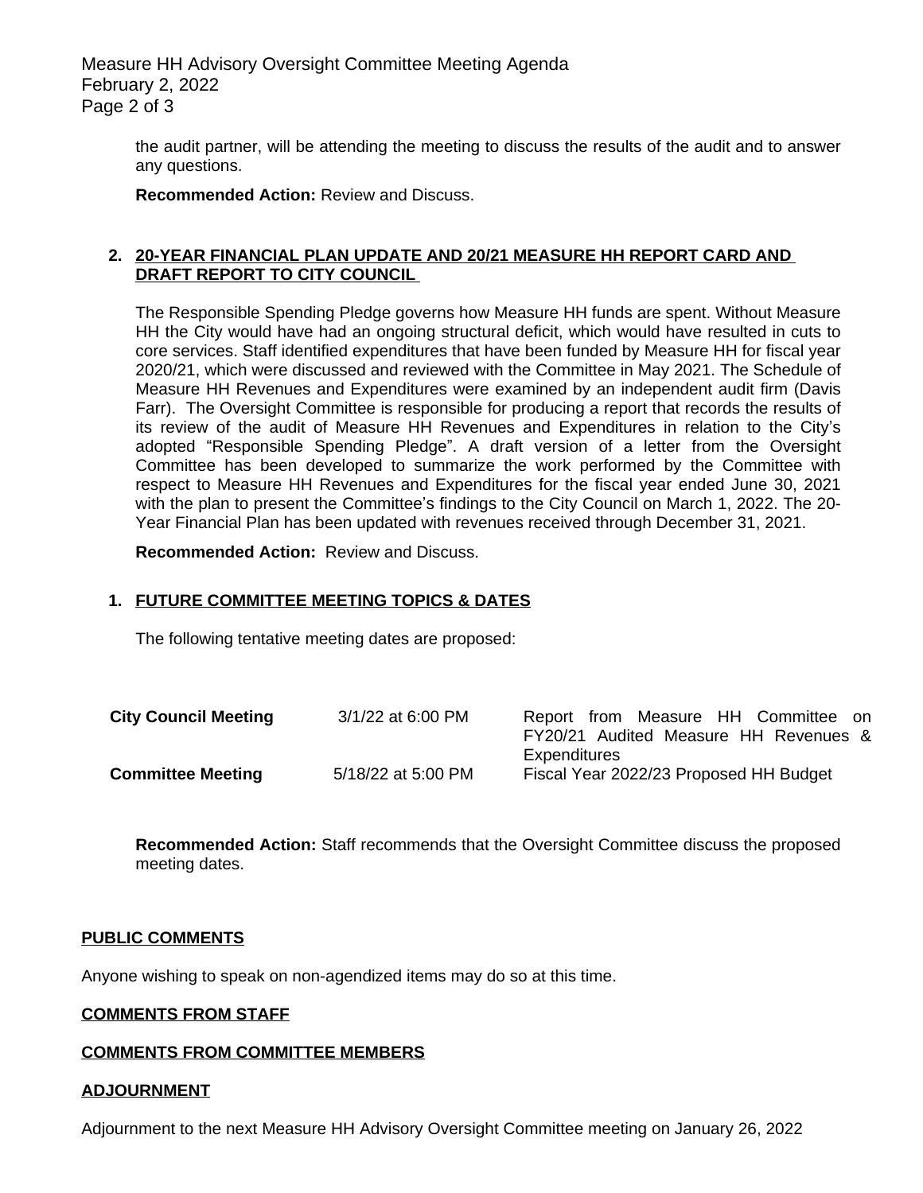the audit partner, will be attending the meeting to discuss the results of the audit and to answer any questions.

**Recommended Action:** Review and Discuss.

**2. 20-YEAR FINANCIAL PLAN UPDATE AND 20/21 MEASURE HH REPORT CARD AND DRAFT REPORT TO CITY COUNCIL**

The Responsible Spending Pledge governs how Measure HH funds are spent. Without Measure HH the City would have had an ongoing structural deficit, which would have resulted in cuts to core services. Staff identified expenditures that have been funded by Measure HH for fiscal year 2020/21, which were discussed and reviewed with the Committee in May 2021. The Schedule of Measure HH Revenues and Expenditures were examined by an independent audit firm (Davis Farr). The Oversight Committee is responsible for producing a report that records the results of its review of the audit of Measure HH Revenues and Expenditures in relation to the City's adopted "Responsible Spending Pledge". A draft version of a letter from the Oversight Committee has been developed to summarize the work performed by the Committee with respect to Measure HH Revenues and Expenditures for the fiscal year ended June 30, 2021 with the plan to present the Committee's findings to the City Council on March 1, 2022. The 20-Year Financial Plan has been updated with revenues received through December 31, 2021.

**Recommended Action:** Review and Discuss.

**1. FUTURE COMMITTEE MEETING TOPICS & DATES**

The following tentative meeting dates are proposed:

| | | |
|---|---|---|
| **City Council Meeting** | 3/1/22 at 6:00 PM | Report from Measure HH Committee on FY20/21 Audited Measure HH Revenues & Expenditures |
| **Committee Meeting** | 5/18/22 at 5:00 PM | Fiscal Year 2022/23 Proposed HH Budget |

**Recommended Action:** Staff recommends that the Oversight Committee discuss the proposed meeting dates.

## PUBLIC COMMENTS

Anyone wishing to speak on non-agendized items may do so at this time.

## COMMENTS FROM STAFF

## COMMENTS FROM COMMITTEE MEMBERS

## ADJOURNMENT

Adjournment to the next Measure HH Advisory Oversight Committee meeting on January 26, 2022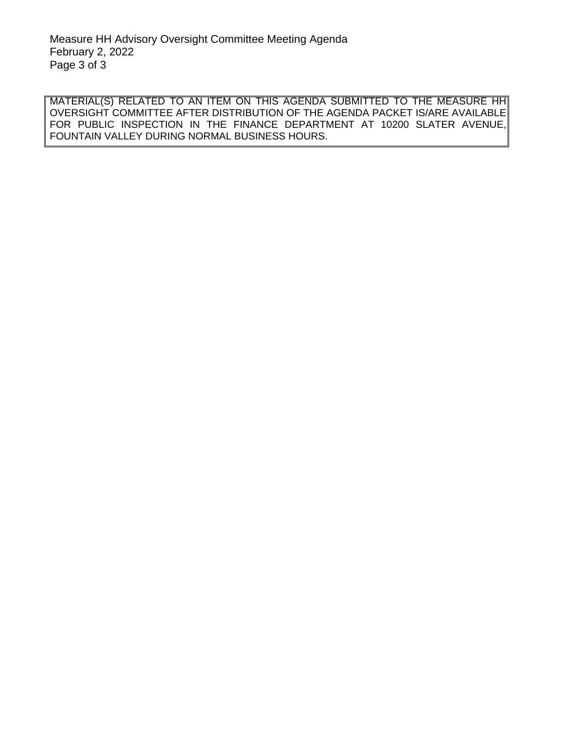MATERIAL(S) RELATED TO AN ITEM ON THIS AGENDA SUBMITTED TO THE MEASURE HH OVERSIGHT COMMITTEE AFTER DISTRIBUTION OF THE AGENDA PACKET IS/ARE AVAILABLE FOR PUBLIC INSPECTION IN THE FINANCE DEPARTMENT AT 10200 SLATER AVENUE, FOUNTAIN VALLEY DURING NORMAL BUSINESS HOURS.